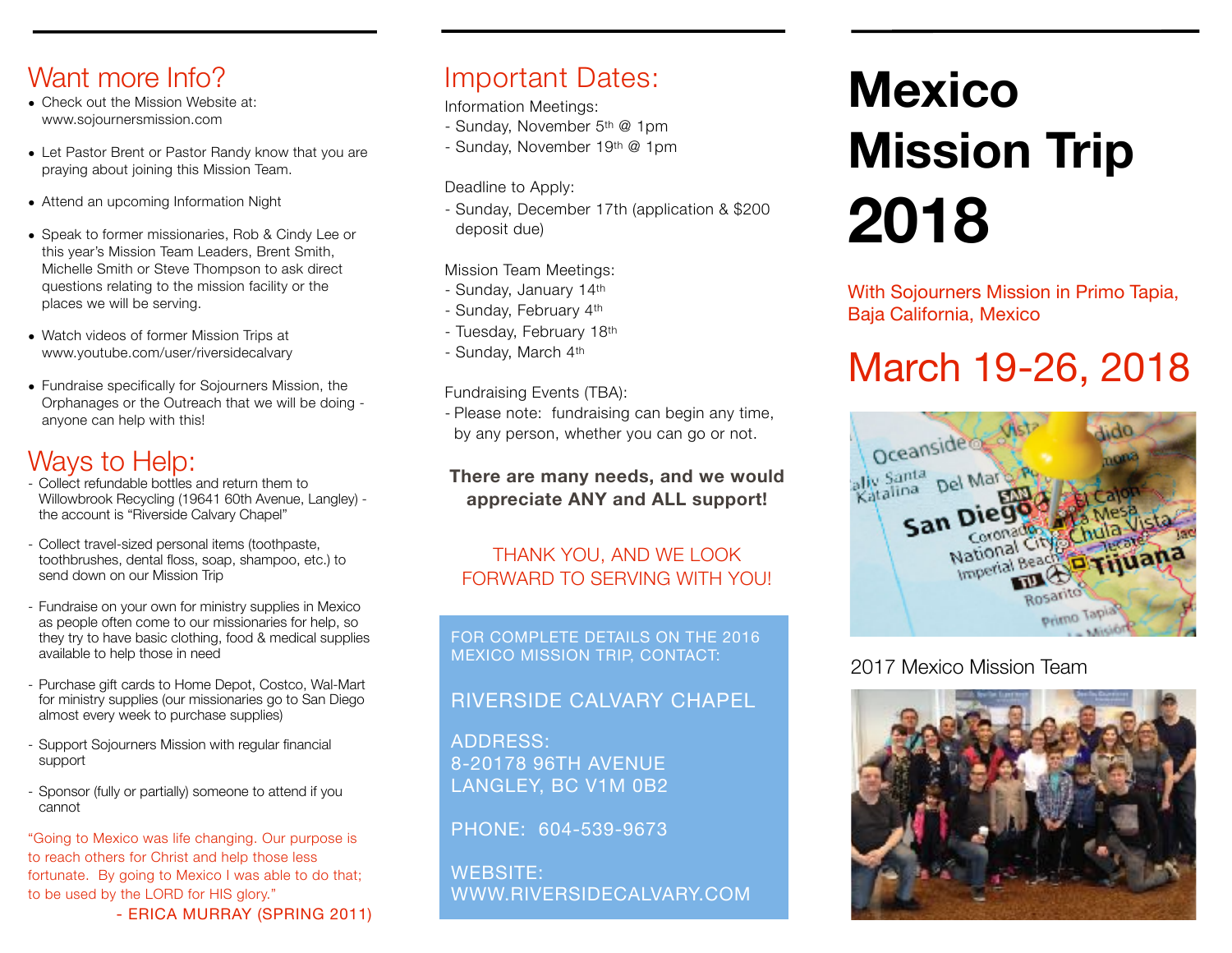# Mexico Mission Trip 2018

With Sojourners Mission in Primo Tapia, Baja California, Mexico

## March 19-26, 2018

2017 Mexico Mission Team

## Want more Info?

- Check out the Mission Website at: www.sojournersmission.com
- Let Pastor Brent or Pastor Randy know that you are praying about joining this Mission Team.
- Attend an upcoming Information Night
- Speak to former missionaries, Rob & Cindy Lee or this year's Mission Team Leaders, Brent Smith, Michelle Smith or Steve Thompson to ask direct questions relating to the mission facility or the places we will be serving.
- Watch videos of former Mission Trips at www.youtube.com/user/riversidecalvary
- Fundraise specifically for Sojourners Mission, the Orphanages or the Outreach that we will be doing - anyone can help with this!

## Ways to Help:

- Collect refundable bottles and return them to Willowbrook Recycling (19641 60th Avenue, Langley) - the account is "Riverside Calvary Chapel"
- Collect travel-sized personal items (toothpaste, toothbrushes, dental floss, soap, shampoo, etc.) to send down on our Mission Trip
- Fundraise on your own for ministry supplies in Mexico as people often come to our missionaries for help, so they try to have basic clothing, food & medical supplies available to help those in need
- Purchase gift cards to Home Depot, Costco, Wal-Mart for ministry supplies (our missionaries go to San Diego almost every week to purchase supplies)
- Support Sojourners Mission with regular financial support
- Sponsor (fully or partially) someone to attend if you cannot

"Going to Mexico was life changing. Our purpose is to reach others for Christ and help those less fortunate. By going to Mexico I was able to do that; to be used by the LORD for HIS glory."

- ERICA MURRAY (SPRING 2011)

## Important Dates:

Information Meetings:
- Sunday, November 5th @ 1pm
- Sunday, November 19th @ 1pm

Deadline to Apply:
- Sunday, December 17th (application & $200 deposit due)

Mission Team Meetings:
- Sunday, January 14th
- Sunday, February 4th
- Tuesday, February 18th
- Sunday, March 4th

Fundraising Events (TBA):
- Please note: fundraising can begin any time, by any person, whether you can go or not.

**There are many needs, and we would appreciate ANY and ALL support!**

THANK YOU, AND WE LOOK FORWARD TO SERVING WITH YOU!

FOR COMPLETE DETAILS ON THE 2016 MEXICO MISSION TRIP, CONTACT:

RIVERSIDE CALVARY CHAPEL

ADDRESS:
8-20178 96TH AVENUE
LANGLEY, BC V1M 0B2

PHONE: 604-539-9673

WEBSITE:
WWW.RIVERSIDECALVARY.COM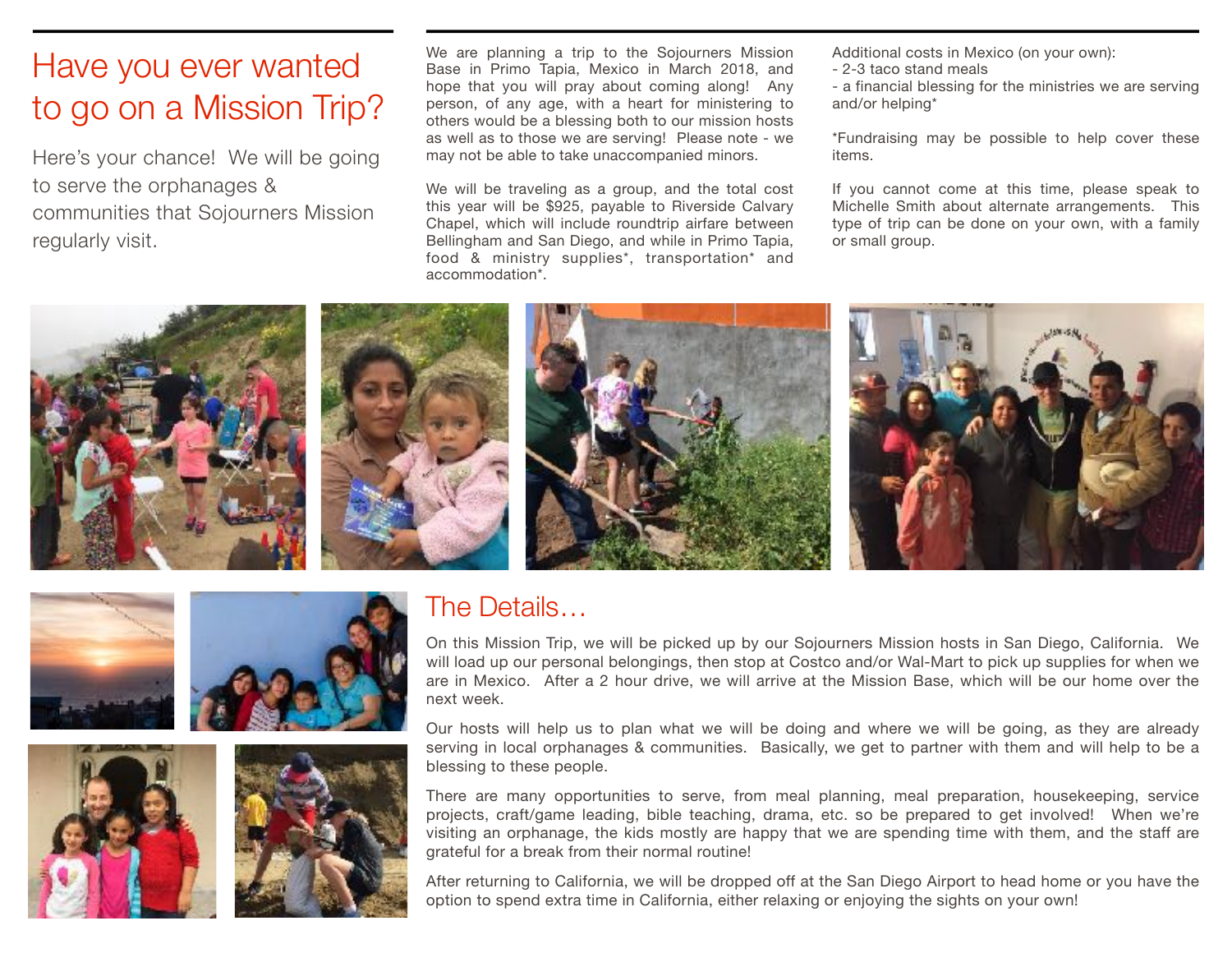# Have you ever wanted to go on a Mission Trip?

Here's your chance! We will be going to serve the orphanages & communities that Sojourners Mission regularly visit.

We are planning a trip to the Sojourners Mission Base in Primo Tapia, Mexico in March 2018, and hope that you will pray about coming along! Any person, of any age, with a heart for ministering to others would be a blessing both to our mission hosts as well as to those we are serving! Please note - we may not be able to take unaccompanied minors.

We will be traveling as a group, and the total cost this year will be $925, payable to Riverside Calvary Chapel, which will include roundtrip airfare between Bellingham and San Diego, and while in Primo Tapia, food & ministry supplies*, transportation* and accommodation*.

Additional costs in Mexico (on your own):
- 2-3 taco stand meals
- a financial blessing for the ministries we are serving and/or helping*

*Fundraising may be possible to help cover these items.

If you cannot come at this time, please speak to Michelle Smith about alternate arrangements. This type of trip can be done on your own, with a family or small group.

## The Details…

On this Mission Trip, we will be picked up by our Sojourners Mission hosts in San Diego, California. We will load up our personal belongings, then stop at Costco and/or Wal-Mart to pick up supplies for when we are in Mexico. After a 2 hour drive, we will arrive at the Mission Base, which will be our home over the next week.

Our hosts will help us to plan what we will be doing and where we will be going, as they are already serving in local orphanages & communities. Basically, we get to partner with them and will help to be a blessing to these people.

There are many opportunities to serve, from meal planning, meal preparation, housekeeping, service projects, craft/game leading, bible teaching, drama, etc. so be prepared to get involved! When we're visiting an orphanage, the kids mostly are happy that we are spending time with them, and the staff are grateful for a break from their normal routine!

After returning to California, we will be dropped off at the San Diego Airport to head home or you have the option to spend extra time in California, either relaxing or enjoying the sights on your own!